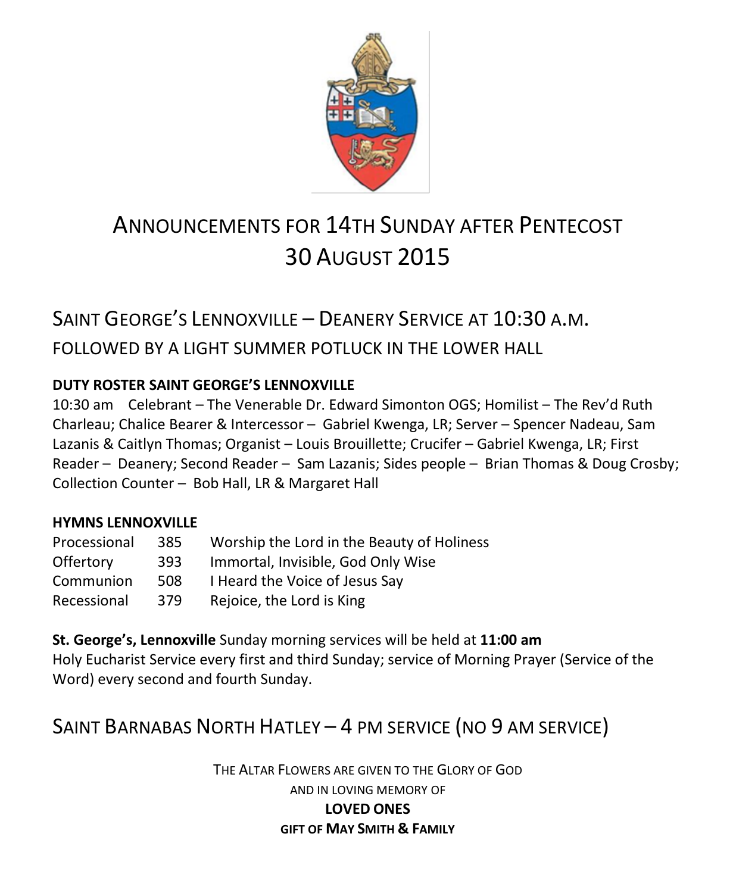# Announcements for 14th Sunday after Pentecost 30 August 2015

## Saint George's Lennoxville – Deanery Service at 10:30 a.m. followed by a light summer potluck in the lower hall

**DUTY ROSTER SAINT GEORGE'S LENNOXVILLE**

10:30 am Celebrant – The Venerable Dr. Edward Simonton OGS; Homilist – The Rev'd Ruth Charleau; Chalice Bearer & Intercessor – Gabriel Kwenga, LR; Server – Spencer Nadeau, Sam Lazanis & Caitlyn Thomas; Organist – Louis Brouillette; Crucifer – Gabriel Kwenga, LR; First Reader – Deanery; Second Reader – Sam Lazanis; Sides people – Brian Thomas & Doug Crosby; Collection Counter – Bob Hall, LR & Margaret Hall

**HYMNS LENNOXVILLE**

| | | |
|---|---|---|
| Processional | 385 | Worship the Lord in the Beauty of Holiness |
| Offertory | 393 | Immortal, Invisible, God Only Wise |
| Communion | 508 | I Heard the Voice of Jesus Say |
| Recessional | 379 | Rejoice, the Lord is King |

**St. George's, Lennoxville** Sunday morning services will be held at **11:00 am**
Holy Eucharist Service every first and third Sunday; service of Morning Prayer (Service of the Word) every second and fourth Sunday.

## Saint Barnabas North Hatley – 4 pm service (no 9 am service)

The Altar Flowers are given to the Glory of God
and in loving memory of
**LOVED ONES**
**GIFT OF MAY SMITH & FAMILY**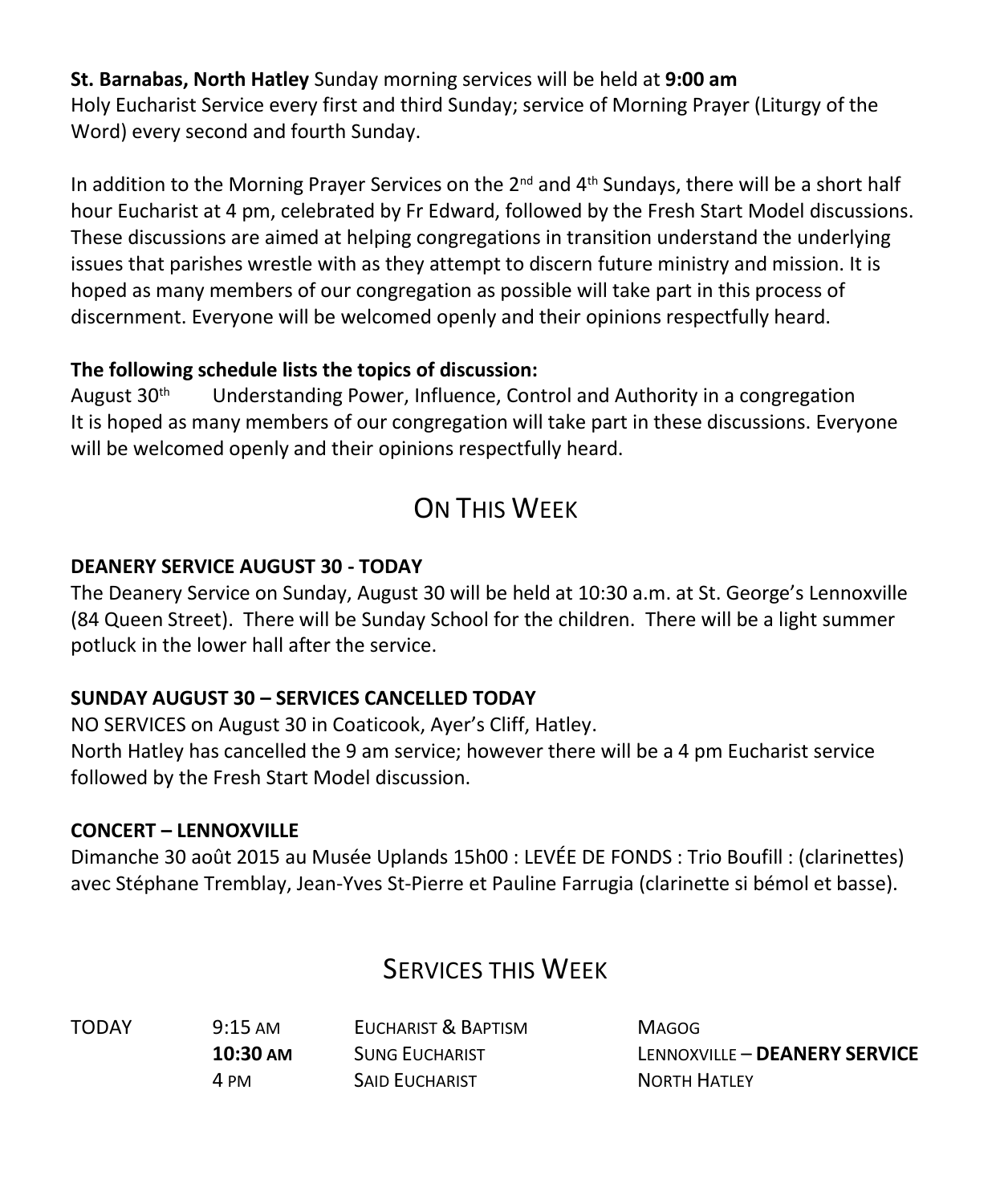**St. Barnabas, North Hatley** Sunday morning services will be held at **9:00 am**
Holy Eucharist Service every first and third Sunday; service of Morning Prayer (Liturgy of the Word) every second and fourth Sunday.

In addition to the Morning Prayer Services on the 2nd and 4th Sundays, there will be a short half hour Eucharist at 4 pm, celebrated by Fr Edward, followed by the Fresh Start Model discussions. These discussions are aimed at helping congregations in transition understand the underlying issues that parishes wrestle with as they attempt to discern future ministry and mission. It is hoped as many members of our congregation as possible will take part in this process of discernment. Everyone will be welcomed openly and their opinions respectfully heard.

**The following schedule lists the topics of discussion:**
August 30th Understanding Power, Influence, Control and Authority in a congregation
It is hoped as many members of our congregation will take part in these discussions. Everyone will be welcomed openly and their opinions respectfully heard.

## On This Week

**DEANERY SERVICE AUGUST 30 - TODAY**
The Deanery Service on Sunday, August 30 will be held at 10:30 a.m. at St. George's Lennoxville (84 Queen Street). There will be Sunday School for the children. There will be a light summer potluck in the lower hall after the service.

**SUNDAY AUGUST 30 – SERVICES CANCELLED TODAY**
NO SERVICES on August 30 in Coaticook, Ayer's Cliff, Hatley.
North Hatley has cancelled the 9 am service; however there will be a 4 pm Eucharist service followed by the Fresh Start Model discussion.

**CONCERT – LENNOXVILLE**
Dimanche 30 août 2015 au Musée Uplands 15h00 : LEVÉE DE FONDS : Trio Boufill : (clarinettes) avec Stéphane Tremblay, Jean-Yves St-Pierre et Pauline Farrugia (clarinette si bémol et basse).

## Services this Week

| | | | |
|---|---|---|---|
| TODAY | 9:15 AM | EUCHARIST & BAPTISM | MAGOG |
| | **10:30 AM** | SUNG EUCHARIST | LENNOXVILLE – **DEANERY SERVICE** |
| | 4 PM | SAID EUCHARIST | NORTH HATLEY |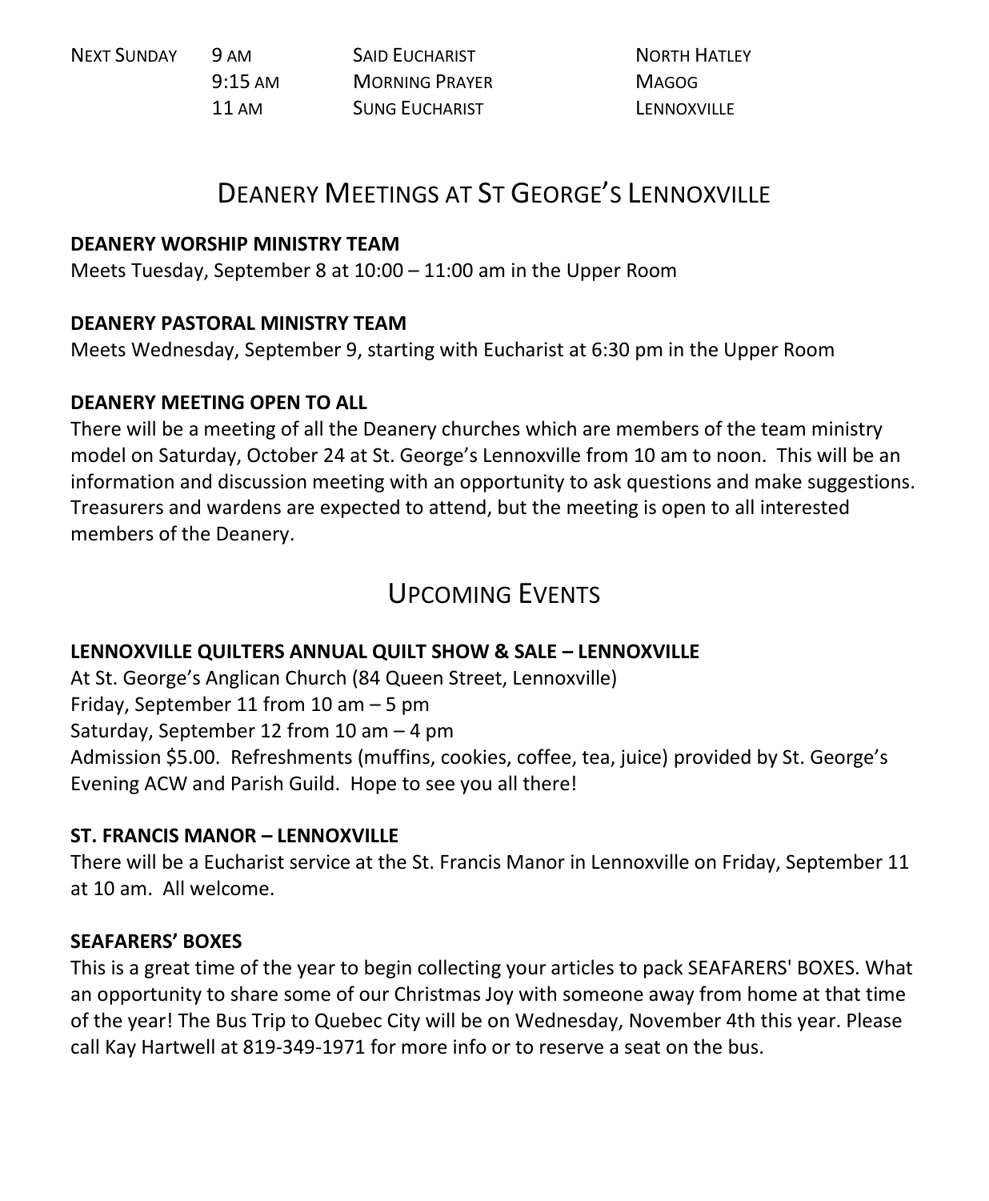| | | | |
|---|---|---|---|
| NEXT SUNDAY | 9 AM | SAID EUCHARIST | NORTH HATLEY |
| | 9:15 AM | MORNING PRAYER | MAGOG |
| | 11 AM | SUNG EUCHARIST | LENNOXVILLE |

## DEANERY MEETINGS AT ST GEORGE'S LENNOXVILLE

**DEANERY WORSHIP MINISTRY TEAM**
Meets Tuesday, September 8 at 10:00 – 11:00 am in the Upper Room

**DEANERY PASTORAL MINISTRY TEAM**
Meets Wednesday, September 9, starting with Eucharist at 6:30 pm in the Upper Room

**DEANERY MEETING OPEN TO ALL**
There will be a meeting of all the Deanery churches which are members of the team ministry model on Saturday, October 24 at St. George's Lennoxville from 10 am to noon. This will be an information and discussion meeting with an opportunity to ask questions and make suggestions. Treasurers and wardens are expected to attend, but the meeting is open to all interested members of the Deanery.

## UPCOMING EVENTS

**LENNOXVILLE QUILTERS ANNUAL QUILT SHOW & SALE – LENNOXVILLE**
At St. George's Anglican Church (84 Queen Street, Lennoxville)
Friday, September 11 from 10 am – 5 pm
Saturday, September 12 from 10 am – 4 pm
Admission $5.00. Refreshments (muffins, cookies, coffee, tea, juice) provided by St. George's Evening ACW and Parish Guild. Hope to see you all there!

**ST. FRANCIS MANOR – LENNOXVILLE**
There will be a Eucharist service at the St. Francis Manor in Lennoxville on Friday, September 11 at 10 am. All welcome.

**SEAFARERS' BOXES**
This is a great time of the year to begin collecting your articles to pack SEAFARERS' BOXES. What an opportunity to share some of our Christmas Joy with someone away from home at that time of the year! The Bus Trip to Quebec City will be on Wednesday, November 4th this year. Please call Kay Hartwell at 819-349-1971 for more info or to reserve a seat on the bus.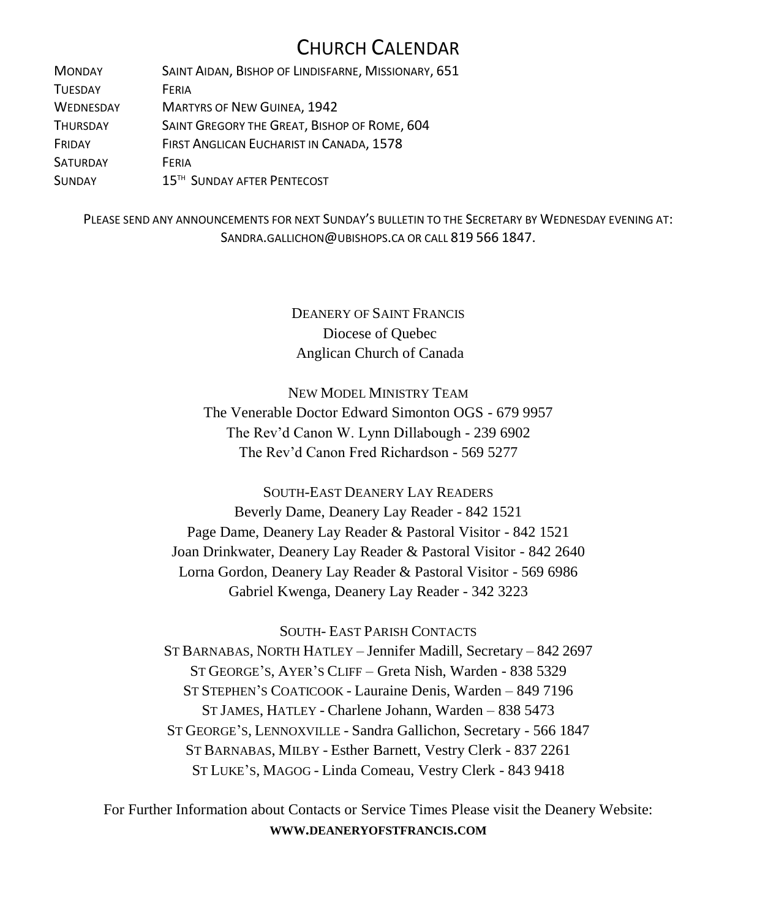# Church Calendar

| | |
|---|---|
| Monday | Saint Aidan, Bishop of Lindisfarne, Missionary, 651 |
| Tuesday | Feria |
| Wednesday | Martyrs of New Guinea, 1942 |
| Thursday | Saint Gregory the Great, Bishop of Rome, 604 |
| Friday | First Anglican Eucharist in Canada, 1578 |
| Saturday | Feria |
| Sunday | 15th Sunday after Pentecost |

Please send any announcements for next Sunday's bulletin to the Secretary by Wednesday evening at: sandra.gallichon@ubishops.ca or call 819 566 1847.

Deanery of Saint Francis
Diocese of Quebec
Anglican Church of Canada

New Model Ministry Team
The Venerable Doctor Edward Simonton OGS - 679 9957
The Rev'd Canon W. Lynn Dillabough - 239 6902
The Rev'd Canon Fred Richardson - 569 5277

South-East Deanery Lay Readers
Beverly Dame, Deanery Lay Reader - 842 1521
Page Dame, Deanery Lay Reader & Pastoral Visitor - 842 1521
Joan Drinkwater, Deanery Lay Reader & Pastoral Visitor - 842 2640
Lorna Gordon, Deanery Lay Reader & Pastoral Visitor - 569 6986
Gabriel Kwenga, Deanery Lay Reader - 342 3223

South- East Parish Contacts
St Barnabas, North Hatley – Jennifer Madill, Secretary – 842 2697
St George's, Ayer's Cliff – Greta Nish, Warden - 838 5329
St Stephen's Coaticook - Lauraine Denis, Warden – 849 7196
St James, Hatley - Charlene Johann, Warden – 838 5473
St George's, Lennoxville - Sandra Gallichon, Secretary - 566 1847
St Barnabas, Milby - Esther Barnett, Vestry Clerk - 837 2261
St Luke's, Magog - Linda Comeau, Vestry Clerk - 843 9418

For Further Information about Contacts or Service Times Please visit the Deanery Website:
**WWW.DEANERYOFSTFRANCIS.COM**